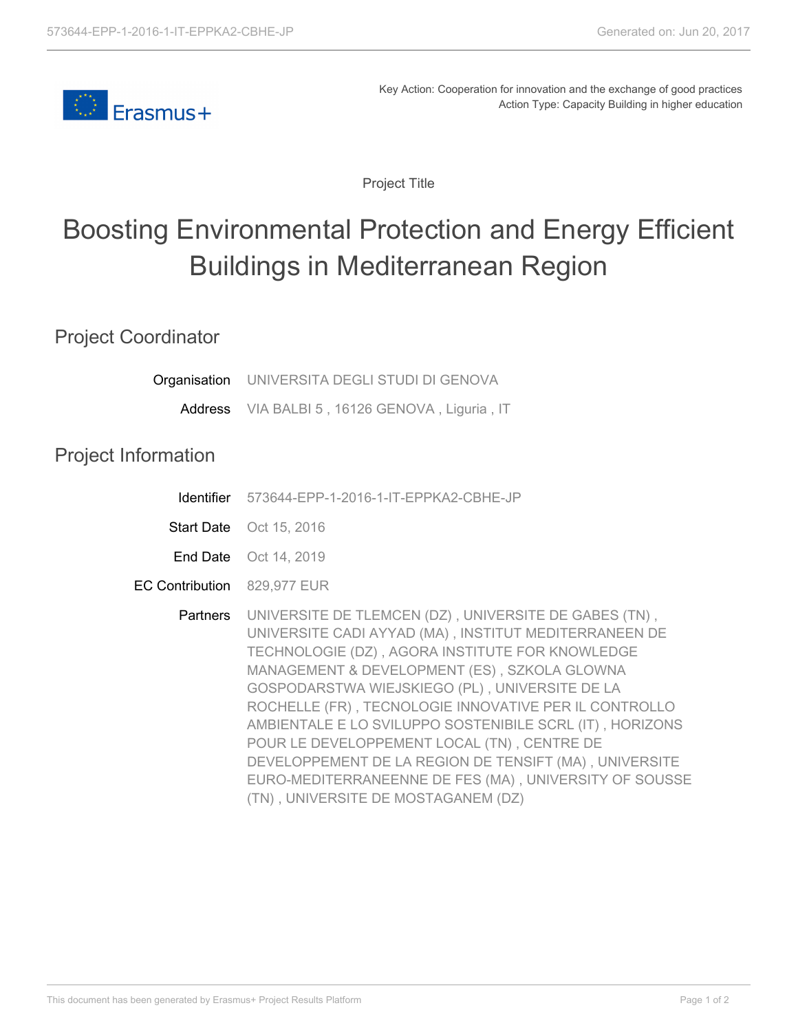Key Action: Cooperation for innovation and the exchange of good practices
Action Type: Capacity Building in higher education

Project Title

# Boosting Environmental Protection and Energy Efficient Buildings in Mediterranean Region

## Project Coordinator

**Organisation** UNIVERSITA DEGLI STUDI DI GENOVA

**Address** VIA BALBI 5 , 16126 GENOVA , Liguria , IT

## Project Information

**Identifier** 573644-EPP-1-2016-1-IT-EPPKA2-CBHE-JP

**Start Date** Oct 15, 2016

**End Date** Oct 14, 2019

**EC Contribution** 829,977 EUR

**Partners** UNIVERSITE DE TLEMCEN (DZ) , UNIVERSITE DE GABES (TN) , UNIVERSITE CADI AYYAD (MA) , INSTITUT MEDITERRANEEN DE TECHNOLOGIE (DZ) , AGORA INSTITUTE FOR KNOWLEDGE MANAGEMENT & DEVELOPMENT (ES) , SZKOLA GLOWNA GOSPODARSTWA WIEJSKIEGO (PL) , UNIVERSITE DE LA ROCHELLE (FR) , TECNOLOGIE INNOVATIVE PER IL CONTROLLO AMBIENTALE E LO SVILUPPO SOSTENIBILE SCRL (IT) , HORIZONS POUR LE DEVELOPPEMENT LOCAL (TN) , CENTRE DE DEVELOPPEMENT DE LA REGION DE TENSIFT (MA) , UNIVERSITE EURO-MEDITERRANEENNE DE FES (MA) , UNIVERSITY OF SOUSSE (TN) , UNIVERSITE DE MOSTAGANEM (DZ)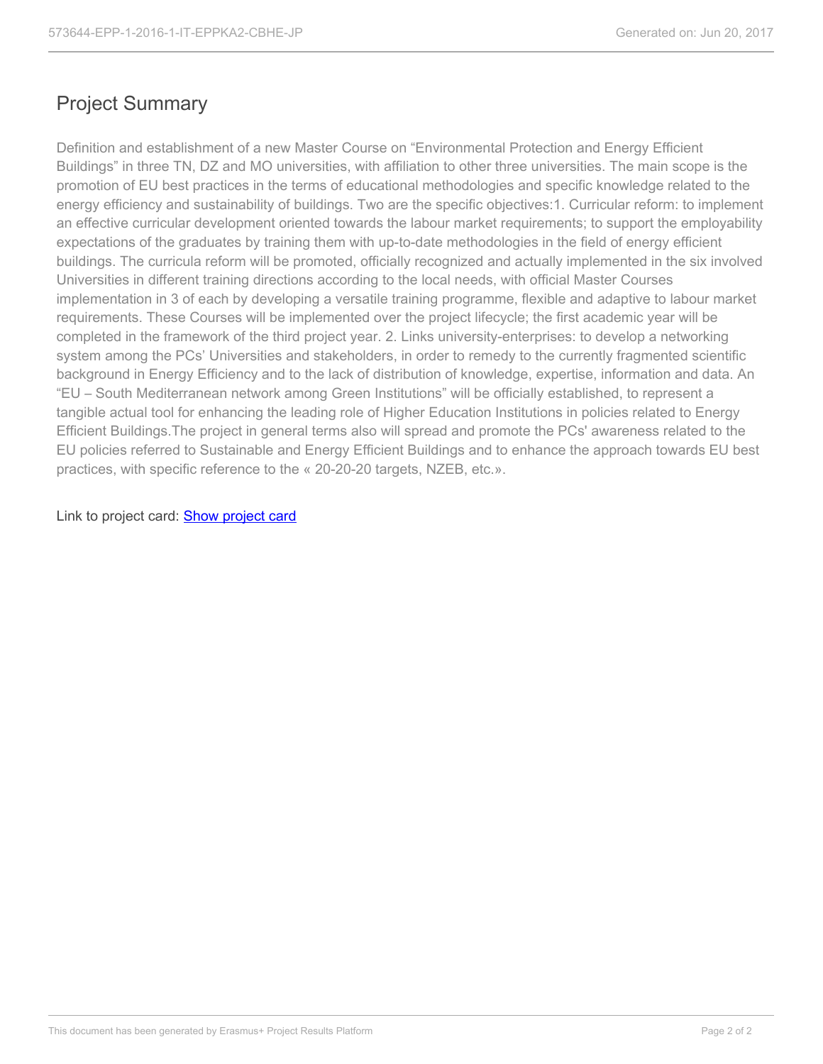## Project Summary

Definition and establishment of a new Master Course on “Environmental Protection and Energy Efficient Buildings” in three TN, DZ and MO universities, with affiliation to other three universities. The main scope is the promotion of EU best practices in the terms of educational methodologies and specific knowledge related to the energy efficiency and sustainability of buildings. Two are the specific objectives:1. Curricular reform: to implement an effective curricular development oriented towards the labour market requirements; to support the employability expectations of the graduates by training them with up-to-date methodologies in the field of energy efficient buildings. The curricula reform will be promoted, officially recognized and actually implemented in the six involved Universities in different training directions according to the local needs, with official Master Courses implementation in 3 of each by developing a versatile training programme, flexible and adaptive to labour market requirements. These Courses will be implemented over the project lifecycle; the first academic year will be completed in the framework of the third project year. 2. Links university-enterprises: to develop a networking system among the PCs’ Universities and stakeholders, in order to remedy to the currently fragmented scientific background in Energy Efficiency and to the lack of distribution of knowledge, expertise, information and data. An “EU – South Mediterranean network among Green Institutions” will be officially established, to represent a tangible actual tool for enhancing the leading role of Higher Education Institutions in policies related to Energy Efficient Buildings.The project in general terms also will spread and promote the PCs' awareness related to the EU policies referred to Sustainable and Energy Efficient Buildings and to enhance the approach towards EU best practices, with specific reference to the « 20-20-20 targets, NZEB, etc.».

Link to project card: Show project card